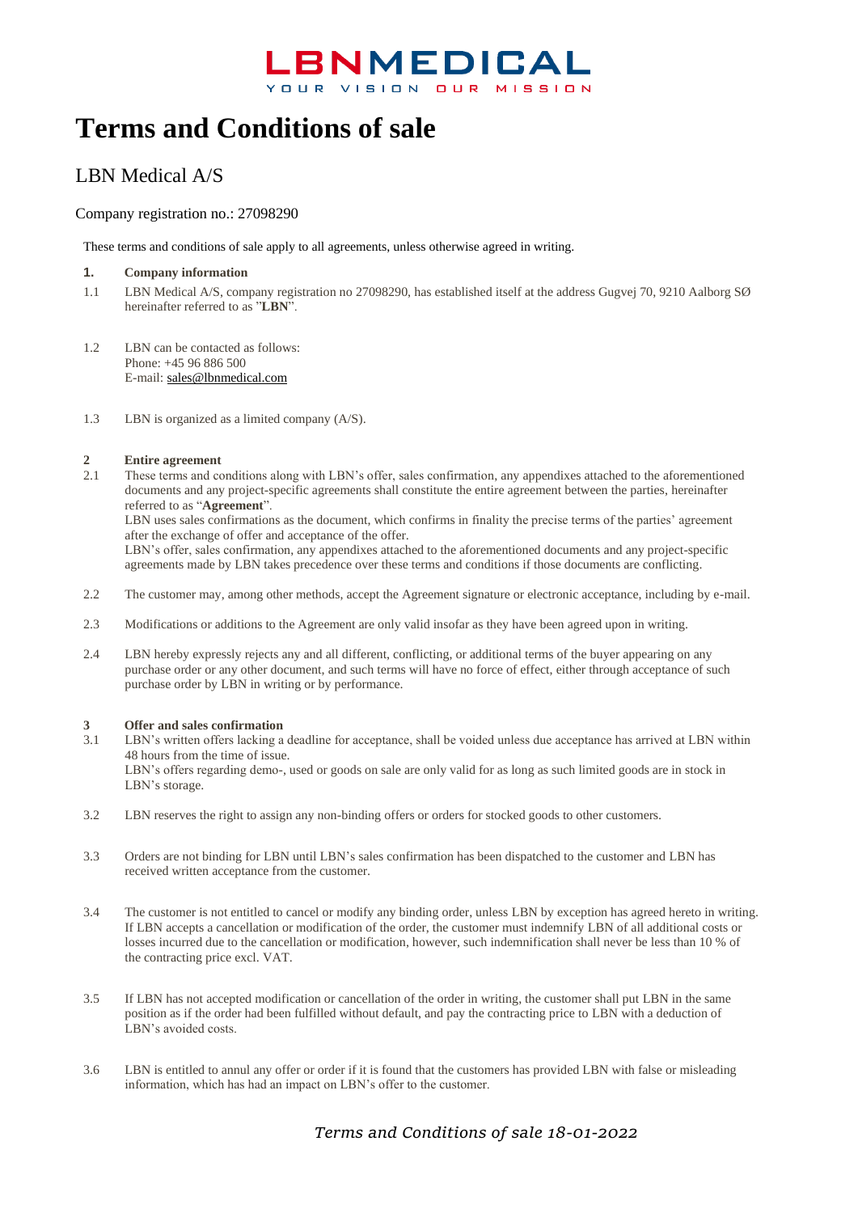LBNMEDICAL

YOUR VISION OUR MISSION

# Terms and Conditions of sale

## LBN Medical A/S

Company registration no.: 27098290

These terms and conditions of sale apply to all agreements, unless otherwise agreed in writing.

**1. Company information**

1.1 LBN Medical A/S, company registration no 27098290, has established itself at the address Gugvej 70, 9210 Aalborg SØ hereinafter referred to as "**LBN**".

1.2 LBN can be contacted as follows:
Phone: +45 96 886 500
E-mail: sales@lbnmedical.com

1.3 LBN is organized as a limited company (A/S).

**2 Entire agreement**

2.1 These terms and conditions along with LBN's offer, sales confirmation, any appendixes attached to the aforementioned documents and any project-specific agreements shall constitute the entire agreement between the parties, hereinafter referred to as "**Agreement**".
LBN uses sales confirmations as the document, which confirms in finality the precise terms of the parties' agreement after the exchange of offer and acceptance of the offer.
LBN's offer, sales confirmation, any appendixes attached to the aforementioned documents and any project-specific agreements made by LBN takes precedence over these terms and conditions if those documents are conflicting.

2.2 The customer may, among other methods, accept the Agreement signature or electronic acceptance, including by e-mail.

2.3 Modifications or additions to the Agreement are only valid insofar as they have been agreed upon in writing.

2.4 LBN hereby expressly rejects any and all different, conflicting, or additional terms of the buyer appearing on any purchase order or any other document, and such terms will have no force of effect, either through acceptance of such purchase order by LBN in writing or by performance.

**3 Offer and sales confirmation**

3.1 LBN's written offers lacking a deadline for acceptance, shall be voided unless due acceptance has arrived at LBN within 48 hours from the time of issue.
LBN's offers regarding demo-, used or goods on sale are only valid for as long as such limited goods are in stock in LBN's storage.

3.2 LBN reserves the right to assign any non-binding offers or orders for stocked goods to other customers.

3.3 Orders are not binding for LBN until LBN's sales confirmation has been dispatched to the customer and LBN has received written acceptance from the customer.

3.4 The customer is not entitled to cancel or modify any binding order, unless LBN by exception has agreed hereto in writing. If LBN accepts a cancellation or modification of the order, the customer must indemnify LBN of all additional costs or losses incurred due to the cancellation or modification, however, such indemnification shall never be less than 10 % of the contracting price excl. VAT.

3.5 If LBN has not accepted modification or cancellation of the order in writing, the customer shall put LBN in the same position as if the order had been fulfilled without default, and pay the contracting price to LBN with a deduction of LBN's avoided costs.

3.6 LBN is entitled to annul any offer or order if it is found that the customers has provided LBN with false or misleading information, which has had an impact on LBN's offer to the customer.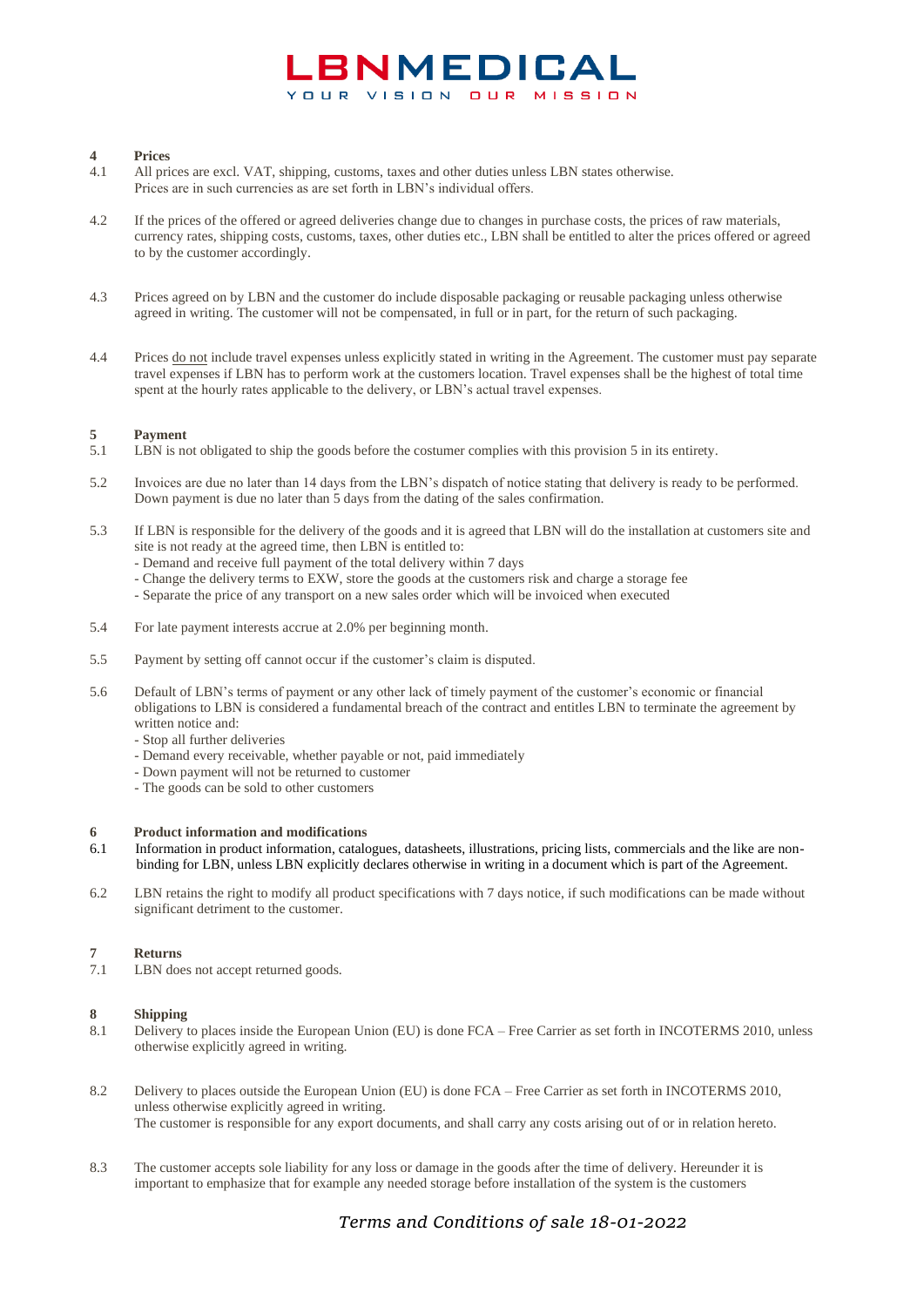## 4 Prices

4.1 All prices are excl. VAT, shipping, customs, taxes and other duties unless LBN states otherwise.
Prices are in such currencies as are set forth in LBN's individual offers.

4.2 If the prices of the offered or agreed deliveries change due to changes in purchase costs, the prices of raw materials, currency rates, shipping costs, customs, taxes, other duties etc., LBN shall be entitled to alter the prices offered or agreed to by the customer accordingly.

4.3 Prices agreed on by LBN and the customer do include disposable packaging or reusable packaging unless otherwise agreed in writing. The customer will not be compensated, in full or in part, for the return of such packaging.

4.4 Prices do not include travel expenses unless explicitly stated in writing in the Agreement. The customer must pay separate travel expenses if LBN has to perform work at the customers location. Travel expenses shall be the highest of total time spent at the hourly rates applicable to the delivery, or LBN's actual travel expenses.

## 5 Payment

5.1 LBN is not obligated to ship the goods before the costumer complies with this provision 5 in its entirety.

5.2 Invoices are due no later than 14 days from the LBN's dispatch of notice stating that delivery is ready to be performed.
Down payment is due no later than 5 days from the dating of the sales confirmation.

5.3 If LBN is responsible for the delivery of the goods and it is agreed that LBN will do the installation at customers site and site is not ready at the agreed time, then LBN is entitled to:
- Demand and receive full payment of the total delivery within 7 days
- Change the delivery terms to EXW, store the goods at the customers risk and charge a storage fee
- Separate the price of any transport on a new sales order which will be invoiced when executed

5.4 For late payment interests accrue at 2.0% per beginning month.

5.5 Payment by setting off cannot occur if the customer's claim is disputed.

5.6 Default of LBN's terms of payment or any other lack of timely payment of the customer's economic or financial obligations to LBN is considered a fundamental breach of the contract and entitles LBN to terminate the agreement by written notice and:
- Stop all further deliveries
- Demand every receivable, whether payable or not, paid immediately
- Down payment will not be returned to customer
- The goods can be sold to other customers

## 6 Product information and modifications

6.1 Information in product information, catalogues, datasheets, illustrations, pricing lists, commercials and the like are non-binding for LBN, unless LBN explicitly declares otherwise in writing in a document which is part of the Agreement.

6.2 LBN retains the right to modify all product specifications with 7 days notice, if such modifications can be made without significant detriment to the customer.

## 7 Returns

7.1 LBN does not accept returned goods.

## 8 Shipping

8.1 Delivery to places inside the European Union (EU) is done FCA – Free Carrier as set forth in INCOTERMS 2010, unless otherwise explicitly agreed in writing.

8.2 Delivery to places outside the European Union (EU) is done FCA – Free Carrier as set forth in INCOTERMS 2010, unless otherwise explicitly agreed in writing.
The customer is responsible for any export documents, and shall carry any costs arising out of or in relation hereto.

8.3 The customer accepts sole liability for any loss or damage in the goods after the time of delivery. Hereunder it is important to emphasize that for example any needed storage before installation of the system is the customers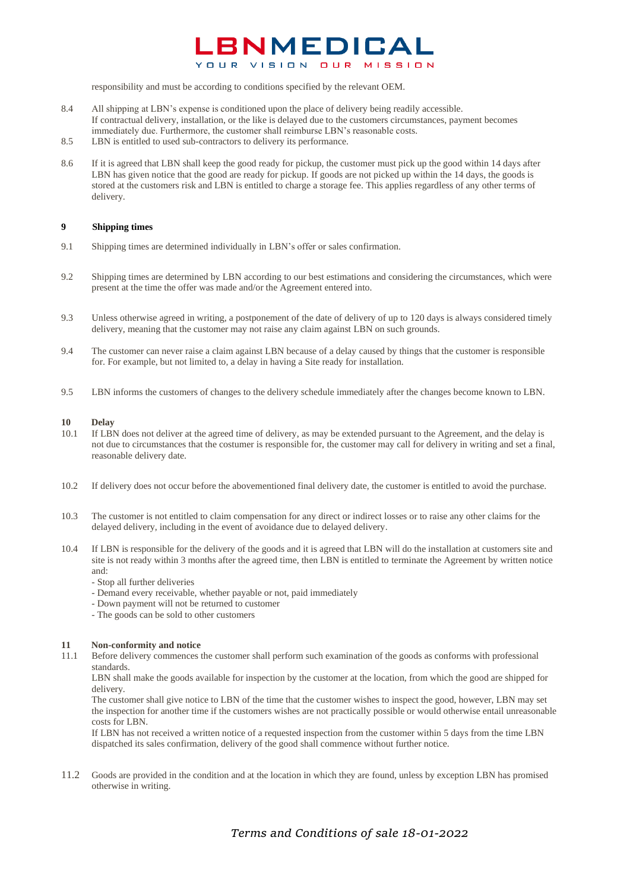responsibility and must be according to conditions specified by the relevant OEM.

8.4 All shipping at LBN's expense is conditioned upon the place of delivery being readily accessible.
If contractual delivery, installation, or the like is delayed due to the customers circumstances, payment becomes immediately due. Furthermore, the customer shall reimburse LBN's reasonable costs.

8.5 LBN is entitled to used sub-contractors to delivery its performance.

8.6 If it is agreed that LBN shall keep the good ready for pickup, the customer must pick up the good within 14 days after LBN has given notice that the good are ready for pickup. If goods are not picked up within the 14 days, the goods is stored at the customers risk and LBN is entitled to charge a storage fee. This applies regardless of any other terms of delivery.

## 9 Shipping times

9.1 Shipping times are determined individually in LBN's offer or sales confirmation.

9.2 Shipping times are determined by LBN according to our best estimations and considering the circumstances, which were present at the time the offer was made and/or the Agreement entered into.

9.3 Unless otherwise agreed in writing, a postponement of the date of delivery of up to 120 days is always considered timely delivery, meaning that the customer may not raise any claim against LBN on such grounds.

9.4 The customer can never raise a claim against LBN because of a delay caused by things that the customer is responsible for. For example, but not limited to, a delay in having a Site ready for installation.

9.5 LBN informs the customers of changes to the delivery schedule immediately after the changes become known to LBN.

## 10 Delay

10.1 If LBN does not deliver at the agreed time of delivery, as may be extended pursuant to the Agreement, and the delay is not due to circumstances that the costumer is responsible for, the customer may call for delivery in writing and set a final, reasonable delivery date.

10.2 If delivery does not occur before the abovementioned final delivery date, the customer is entitled to avoid the purchase.

10.3 The customer is not entitled to claim compensation for any direct or indirect losses or to raise any other claims for the delayed delivery, including in the event of avoidance due to delayed delivery.

10.4 If LBN is responsible for the delivery of the goods and it is agreed that LBN will do the installation at customers site and site is not ready within 3 months after the agreed time, then LBN is entitled to terminate the Agreement by written notice and:
- Stop all further deliveries
- Demand every receivable, whether payable or not, paid immediately
- Down payment will not be returned to customer
- The goods can be sold to other customers

## 11 Non-conformity and notice

11.1 Before delivery commences the customer shall perform such examination of the goods as conforms with professional standards.
LBN shall make the goods available for inspection by the customer at the location, from which the good are shipped for delivery.
The customer shall give notice to LBN of the time that the customer wishes to inspect the good, however, LBN may set the inspection for another time if the customers wishes are not practically possible or would otherwise entail unreasonable costs for LBN.
If LBN has not received a written notice of a requested inspection from the customer within 5 days from the time LBN dispatched its sales confirmation, delivery of the good shall commence without further notice.

11.2 Goods are provided in the condition and at the location in which they are found, unless by exception LBN has promised otherwise in writing.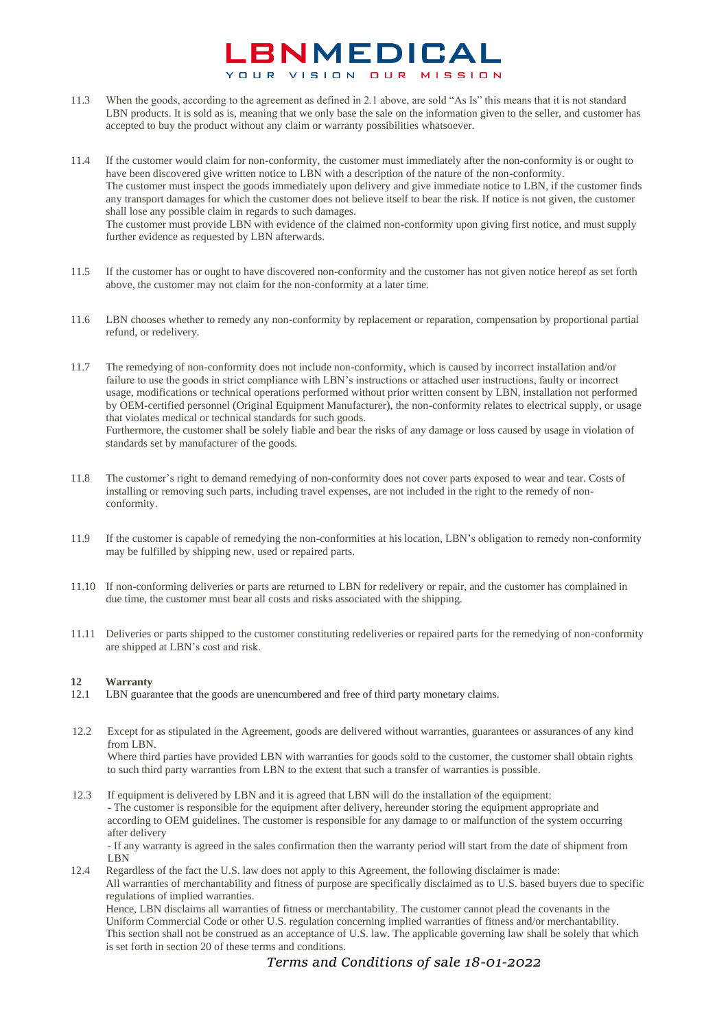11.3 When the goods, according to the agreement as defined in 2.1 above, are sold "As Is" this means that it is not standard LBN products. It is sold as is, meaning that we only base the sale on the information given to the seller, and customer has accepted to buy the product without any claim or warranty possibilities whatsoever.

11.4 If the customer would claim for non-conformity, the customer must immediately after the non-conformity is or ought to have been discovered give written notice to LBN with a description of the nature of the non-conformity.
The customer must inspect the goods immediately upon delivery and give immediate notice to LBN, if the customer finds any transport damages for which the customer does not believe itself to bear the risk. If notice is not given, the customer shall lose any possible claim in regards to such damages.
The customer must provide LBN with evidence of the claimed non-conformity upon giving first notice, and must supply further evidence as requested by LBN afterwards.

11.5 If the customer has or ought to have discovered non-conformity and the customer has not given notice hereof as set forth above, the customer may not claim for the non-conformity at a later time.

11.6 LBN chooses whether to remedy any non-conformity by replacement or reparation, compensation by proportional partial refund, or redelivery.

11.7 The remedying of non-conformity does not include non-conformity, which is caused by incorrect installation and/or failure to use the goods in strict compliance with LBN's instructions or attached user instructions, faulty or incorrect usage, modifications or technical operations performed without prior written consent by LBN, installation not performed by OEM-certified personnel (Original Equipment Manufacturer), the non-conformity relates to electrical supply, or usage that violates medical or technical standards for such goods.
Furthermore, the customer shall be solely liable and bear the risks of any damage or loss caused by usage in violation of standards set by manufacturer of the goods.

11.8 The customer's right to demand remedying of non-conformity does not cover parts exposed to wear and tear. Costs of installing or removing such parts, including travel expenses, are not included in the right to the remedy of non-conformity.

11.9 If the customer is capable of remedying the non-conformities at his location, LBN's obligation to remedy non-conformity may be fulfilled by shipping new, used or repaired parts.

11.10 If non-conforming deliveries or parts are returned to LBN for redelivery or repair, and the customer has complained in due time, the customer must bear all costs and risks associated with the shipping.

11.11 Deliveries or parts shipped to the customer constituting redeliveries or repaired parts for the remedying of non-conformity are shipped at LBN's cost and risk.

**12 Warranty**

12.1 LBN guarantee that the goods are unencumbered and free of third party monetary claims.

12.2 Except for as stipulated in the Agreement, goods are delivered without warranties, guarantees or assurances of any kind from LBN.
Where third parties have provided LBN with warranties for goods sold to the customer, the customer shall obtain rights to such third party warranties from LBN to the extent that such a transfer of warranties is possible.

12.3 If equipment is delivered by LBN and it is agreed that LBN will do the installation of the equipment:
- The customer is responsible for the equipment after delivery, hereunder storing the equipment appropriate and according to OEM guidelines. The customer is responsible for any damage to or malfunction of the system occurring after delivery
- If any warranty is agreed in the sales confirmation then the warranty period will start from the date of shipment from LBN

12.4 Regardless of the fact the U.S. law does not apply to this Agreement, the following disclaimer is made:
All warranties of merchantability and fitness of purpose are specifically disclaimed as to U.S. based buyers due to specific regulations of implied warranties.
Hence, LBN disclaims all warranties of fitness or merchantability. The customer cannot plead the covenants in the Uniform Commercial Code or other U.S. regulation concerning implied warranties of fitness and/or merchantability. This section shall not be construed as an acceptance of U.S. law. The applicable governing law shall be solely that which is set forth in section 20 of these terms and conditions.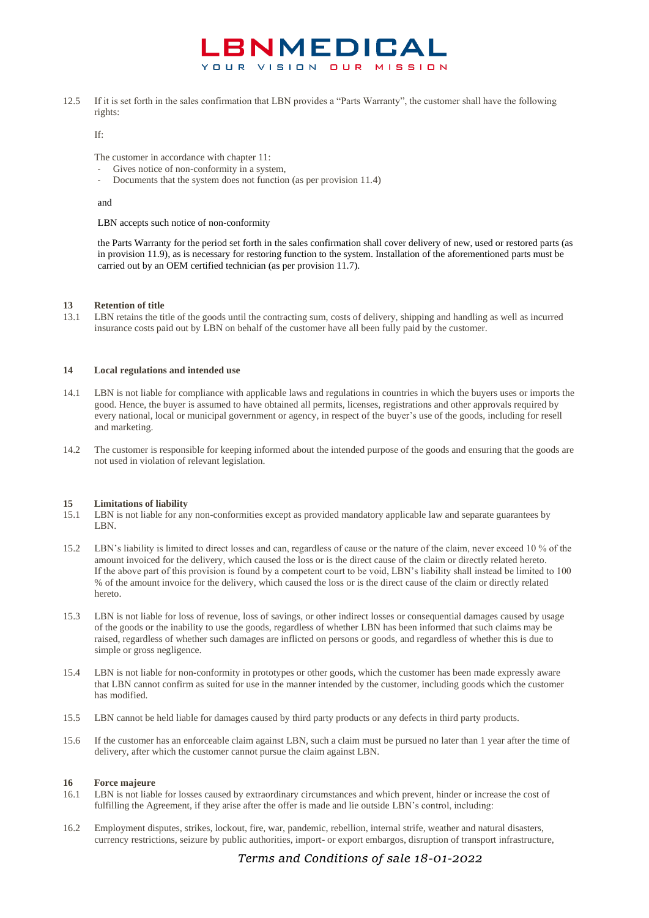12.5 If it is set forth in the sales confirmation that LBN provides a "Parts Warranty", the customer shall have the following rights:

If:

The customer in accordance with chapter 11:
- Gives notice of non-conformity in a system,
- Documents that the system does not function (as per provision 11.4)

and

LBN accepts such notice of non-conformity

the Parts Warranty for the period set forth in the sales confirmation shall cover delivery of new, used or restored parts (as in provision 11.9), as is necessary for restoring function to the system. Installation of the aforementioned parts must be carried out by an OEM certified technician (as per provision 11.7).

## 13 Retention of title

13.1 LBN retains the title of the goods until the contracting sum, costs of delivery, shipping and handling as well as incurred insurance costs paid out by LBN on behalf of the customer have all been fully paid by the customer.

## 14 Local regulations and intended use

14.1 LBN is not liable for compliance with applicable laws and regulations in countries in which the buyers uses or imports the good. Hence, the buyer is assumed to have obtained all permits, licenses, registrations and other approvals required by every national, local or municipal government or agency, in respect of the buyer's use of the goods, including for resell and marketing.

14.2 The customer is responsible for keeping informed about the intended purpose of the goods and ensuring that the goods are not used in violation of relevant legislation.

## 15 Limitations of liability

15.1 LBN is not liable for any non-conformities except as provided mandatory applicable law and separate guarantees by LBN.

15.2 LBN's liability is limited to direct losses and can, regardless of cause or the nature of the claim, never exceed 10 % of the amount invoiced for the delivery, which caused the loss or is the direct cause of the claim or directly related hereto. If the above part of this provision is found by a competent court to be void, LBN's liability shall instead be limited to 100 % of the amount invoice for the delivery, which caused the loss or is the direct cause of the claim or directly related hereto.

15.3 LBN is not liable for loss of revenue, loss of savings, or other indirect losses or consequential damages caused by usage of the goods or the inability to use the goods, regardless of whether LBN has been informed that such claims may be raised, regardless of whether such damages are inflicted on persons or goods, and regardless of whether this is due to simple or gross negligence.

15.4 LBN is not liable for non-conformity in prototypes or other goods, which the customer has been made expressly aware that LBN cannot confirm as suited for use in the manner intended by the customer, including goods which the customer has modified.

15.5 LBN cannot be held liable for damages caused by third party products or any defects in third party products.

15.6 If the customer has an enforceable claim against LBN, such a claim must be pursued no later than 1 year after the time of delivery, after which the customer cannot pursue the claim against LBN.

## 16 Force majeure

16.1 LBN is not liable for losses caused by extraordinary circumstances and which prevent, hinder or increase the cost of fulfilling the Agreement, if they arise after the offer is made and lie outside LBN's control, including:

16.2 Employment disputes, strikes, lockout, fire, war, pandemic, rebellion, internal strife, weather and natural disasters, currency restrictions, seizure by public authorities, import- or export embargos, disruption of transport infrastructure,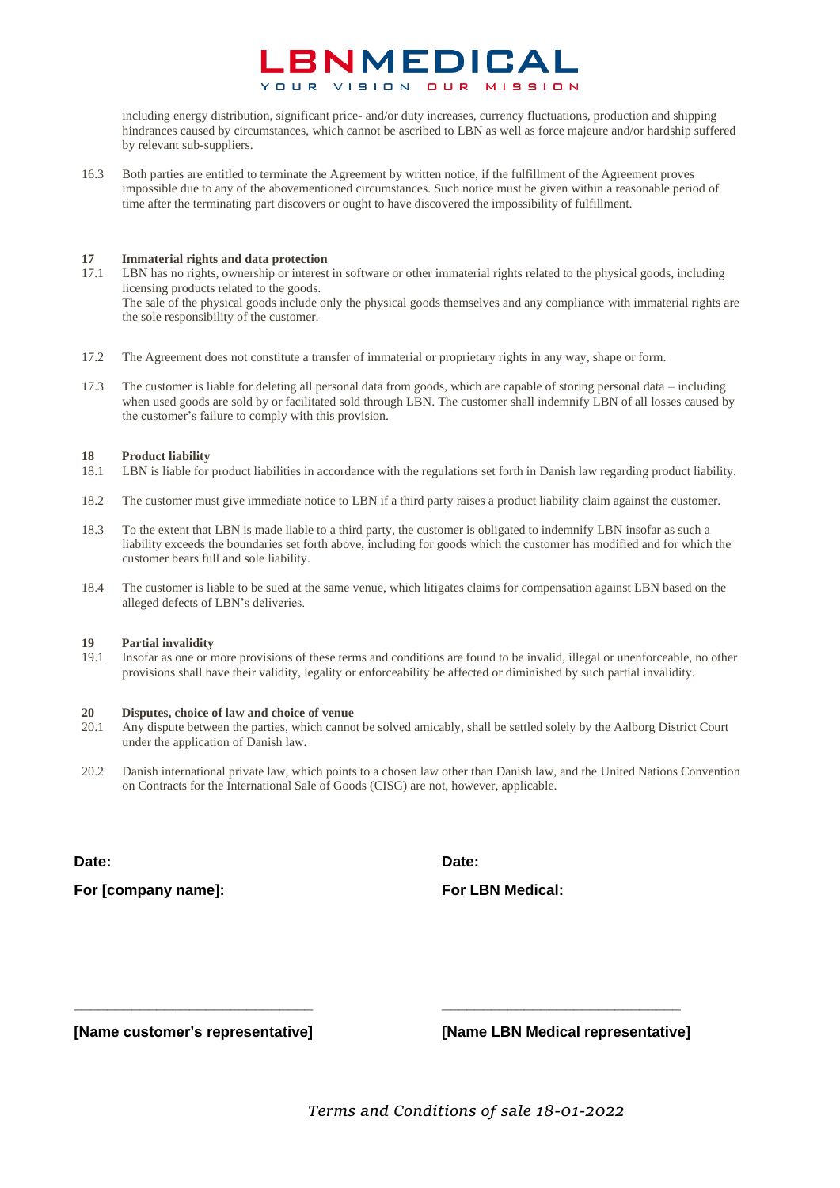including energy distribution, significant price- and/or duty increases, currency fluctuations, production and shipping hindrances caused by circumstances, which cannot be ascribed to LBN as well as force majeure and/or hardship suffered by relevant sub-suppliers.

16.3 Both parties are entitled to terminate the Agreement by written notice, if the fulfillment of the Agreement proves impossible due to any of the abovementioned circumstances. Such notice must be given within a reasonable period of time after the terminating part discovers or ought to have discovered the impossibility of fulfillment.

**17 Immaterial rights and data protection**

17.1 LBN has no rights, ownership or interest in software or other immaterial rights related to the physical goods, including licensing products related to the goods.
The sale of the physical goods include only the physical goods themselves and any compliance with immaterial rights are the sole responsibility of the customer.

17.2 The Agreement does not constitute a transfer of immaterial or proprietary rights in any way, shape or form.

17.3 The customer is liable for deleting all personal data from goods, which are capable of storing personal data – including when used goods are sold by or facilitated sold through LBN. The customer shall indemnify LBN of all losses caused by the customer's failure to comply with this provision.

**18 Product liability**

18.1 LBN is liable for product liabilities in accordance with the regulations set forth in Danish law regarding product liability.

18.2 The customer must give immediate notice to LBN if a third party raises a product liability claim against the customer.

18.3 To the extent that LBN is made liable to a third party, the customer is obligated to indemnify LBN insofar as such a liability exceeds the boundaries set forth above, including for goods which the customer has modified and for which the customer bears full and sole liability.

18.4 The customer is liable to be sued at the same venue, which litigates claims for compensation against LBN based on the alleged defects of LBN's deliveries.

**19 Partial invalidity**

19.1 Insofar as one or more provisions of these terms and conditions are found to be invalid, illegal or unenforceable, no other provisions shall have their validity, legality or enforceability be affected or diminished by such partial invalidity.

**20 Disputes, choice of law and choice of venue**

20.1 Any dispute between the parties, which cannot be solved amicably, shall be settled solely by the Aalborg District Court under the application of Danish law.

20.2 Danish international private law, which points to a chosen law other than Danish law, and the United Nations Convention on Contracts for the International Sale of Goods (CISG) are not, however, applicable.

**Date:**

**For [company name]:**

\_\_\_\_\_\_\_\_\_\_\_\_\_\_\_\_\_\_\_\_\_\_\_\_\_\_\_\_\_\_

**[Name customer's representative]**

**Date:**

**For LBN Medical:**

\_\_\_\_\_\_\_\_\_\_\_\_\_\_\_\_\_\_\_\_\_\_\_\_\_\_\_\_\_\_

**[Name LBN Medical representative]**